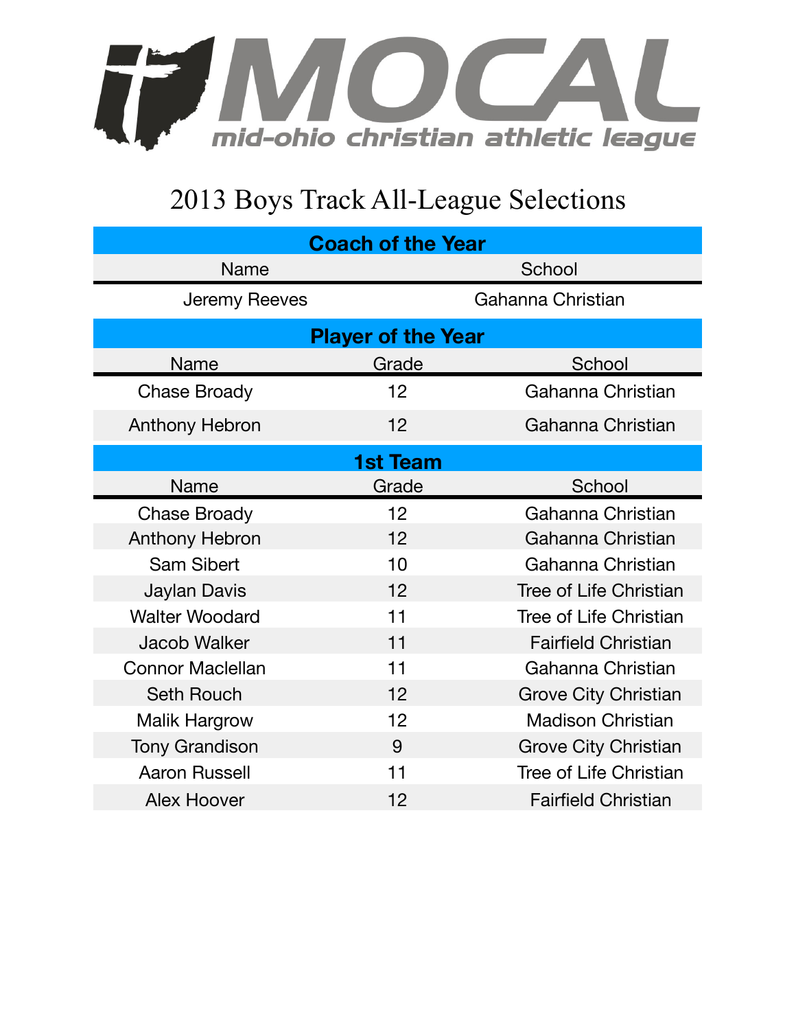# MOCAL

mid-ohio christian athletic league

## 2013 Boys Track All-League Selections

### Coach of the Year

| Name | School |
|---|---|
| Jeremy Reeves | Gahanna Christian |

### Player of the Year

| Name | Grade | School |
|---|---|---|
| Chase Broady | 12 | Gahanna Christian |
| Anthony Hebron | 12 | Gahanna Christian |

### 1st Team

| Name | Grade | School |
|---|---|---|
| Chase Broady | 12 | Gahanna Christian |
| Anthony Hebron | 12 | Gahanna Christian |
| Sam Sibert | 10 | Gahanna Christian |
| Jaylan Davis | 12 | Tree of Life Christian |
| Walter Woodard | 11 | Tree of Life Christian |
| Jacob Walker | 11 | Fairfield Christian |
| Connor Maclellan | 11 | Gahanna Christian |
| Seth Rouch | 12 | Grove City Christian |
| Malik Hargrow | 12 | Madison Christian |
| Tony Grandison | 9 | Grove City Christian |
| Aaron Russell | 11 | Tree of Life Christian |
| Alex Hoover | 12 | Fairfield Christian |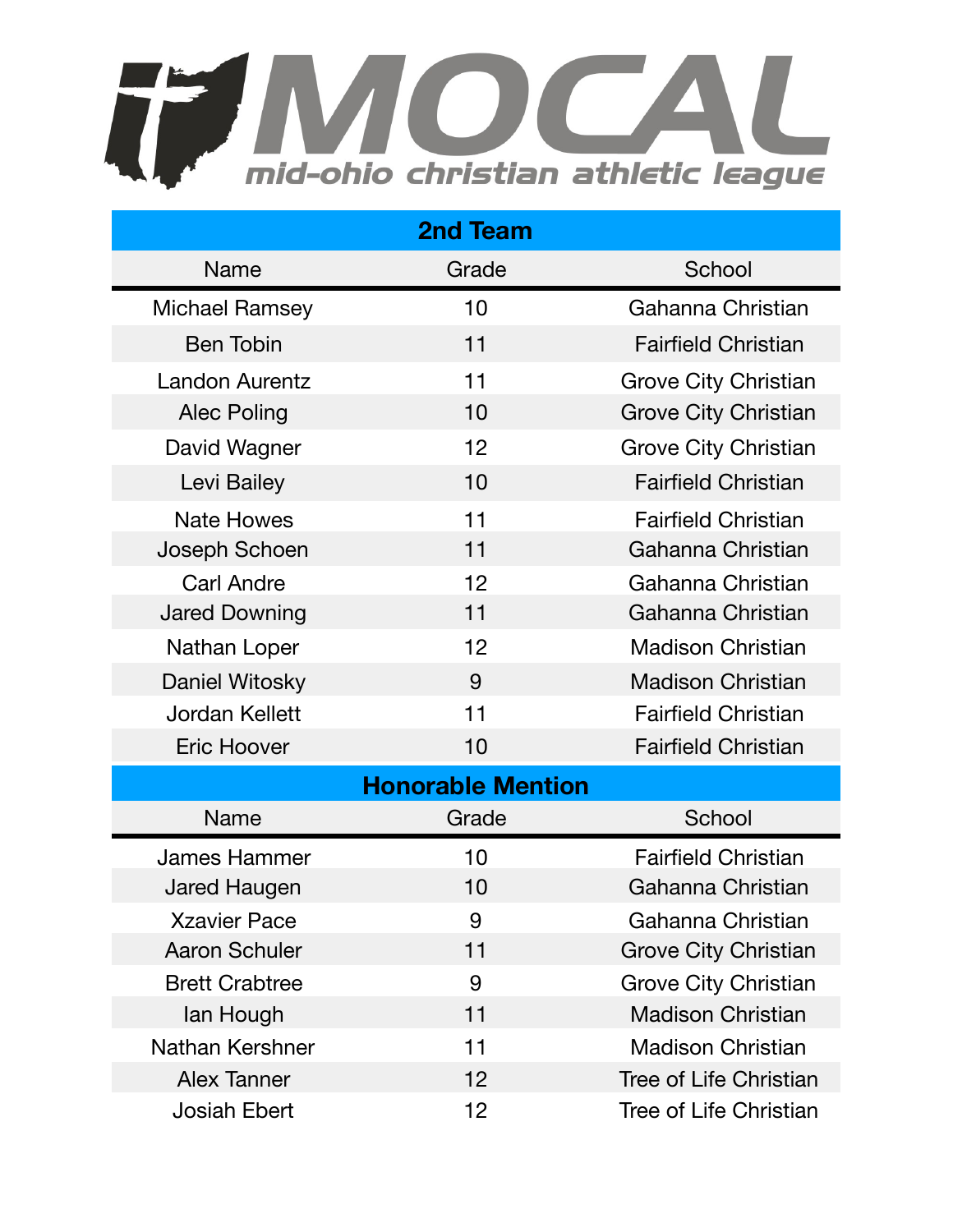# MOCAL

mid-ohio christian athletic league

## 2nd Team

| Name | Grade | School |
|---|---|---|
| Michael Ramsey | 10 | Gahanna Christian |
| Ben Tobin | 11 | Fairfield Christian |
| Landon Aurentz | 11 | Grove City Christian |
| Alec Poling | 10 | Grove City Christian |
| David Wagner | 12 | Grove City Christian |
| Levi Bailey | 10 | Fairfield Christian |
| Nate Howes | 11 | Fairfield Christian |
| Joseph Schoen | 11 | Gahanna Christian |
| Carl Andre | 12 | Gahanna Christian |
| Jared Downing | 11 | Gahanna Christian |
| Nathan Loper | 12 | Madison Christian |
| Daniel Witosky | 9 | Madison Christian |
| Jordan Kellett | 11 | Fairfield Christian |
| Eric Hoover | 10 | Fairfield Christian |

## Honorable Mention

| Name | Grade | School |
|---|---|---|
| James Hammer | 10 | Fairfield Christian |
| Jared Haugen | 10 | Gahanna Christian |
| Xzavier Pace | 9 | Gahanna Christian |
| Aaron Schuler | 11 | Grove City Christian |
| Brett Crabtree | 9 | Grove City Christian |
| Ian Hough | 11 | Madison Christian |
| Nathan Kershner | 11 | Madison Christian |
| Alex Tanner | 12 | Tree of Life Christian |
| Josiah Ebert | 12 | Tree of Life Christian |